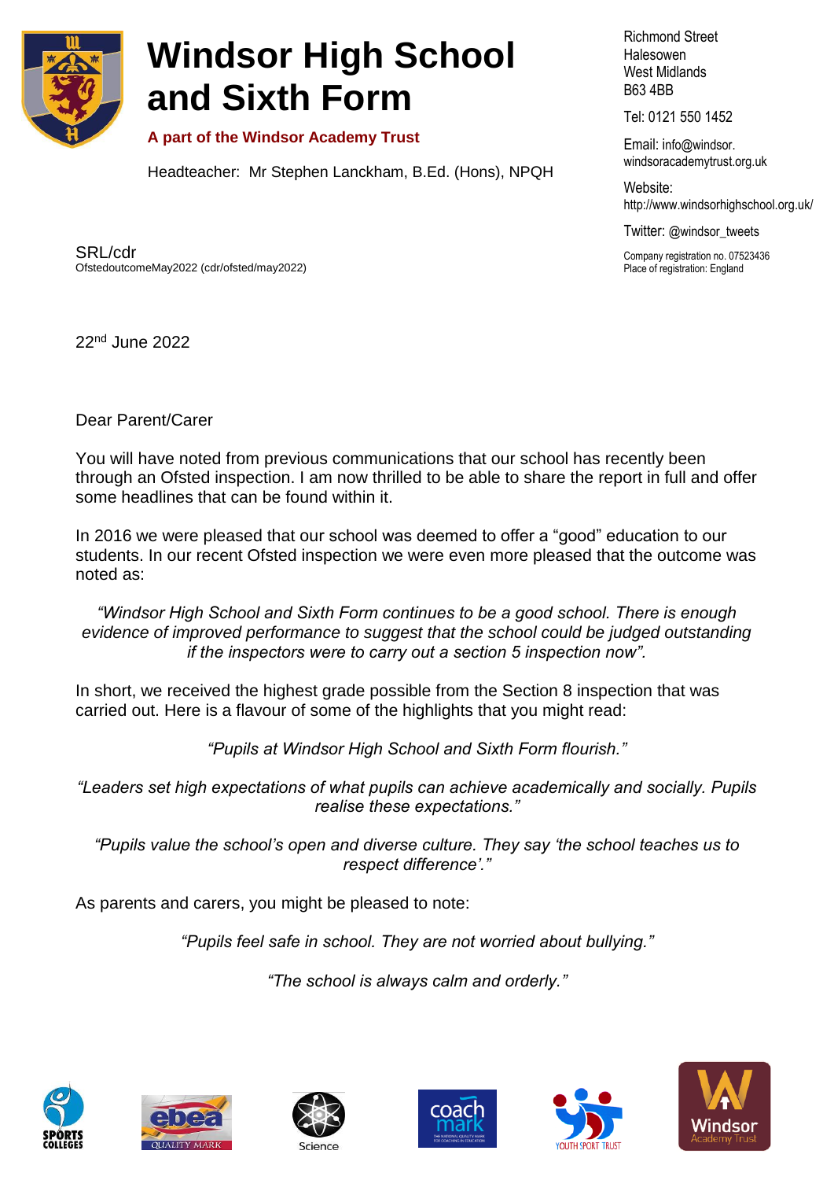# Windsor High School and Sixth Form

**A part of the Windsor Academy Trust**

Headteacher: Mr Stephen Lanckham, B.Ed. (Hons), NPQH

Richmond Street
Halesowen
West Midlands
B63 4BB

Tel: 0121 550 1452

Email: info@windsor.windsoracademytrust.org.uk

Website: http://www.windsorhighschool.org.uk/

Twitter: @windsor_tweets

Company registration no. 07523436
Place of registration: England

SRL/cdr
OfstedoutcomeMay2022 (cdr/ofsted/may2022)

22nd June 2022

Dear Parent/Carer

You will have noted from previous communications that our school has recently been through an Ofsted inspection. I am now thrilled to be able to share the report in full and offer some headlines that can be found within it.

In 2016 we were pleased that our school was deemed to offer a "good" education to our students. In our recent Ofsted inspection we were even more pleased that the outcome was noted as:

*"Windsor High School and Sixth Form continues to be a good school. There is enough evidence of improved performance to suggest that the school could be judged outstanding if the inspectors were to carry out a section 5 inspection now".*

In short, we received the highest grade possible from the Section 8 inspection that was carried out. Here is a flavour of some of the highlights that you might read:

*"Pupils at Windsor High School and Sixth Form flourish."*

*"Leaders set high expectations of what pupils can achieve academically and socially. Pupils realise these expectations."*

*"Pupils value the school's open and diverse culture. They say 'the school teaches us to respect difference'."*

As parents and carers, you might be pleased to note:

*"Pupils feel safe in school. They are not worried about bullying."*

*"The school is always calm and orderly."*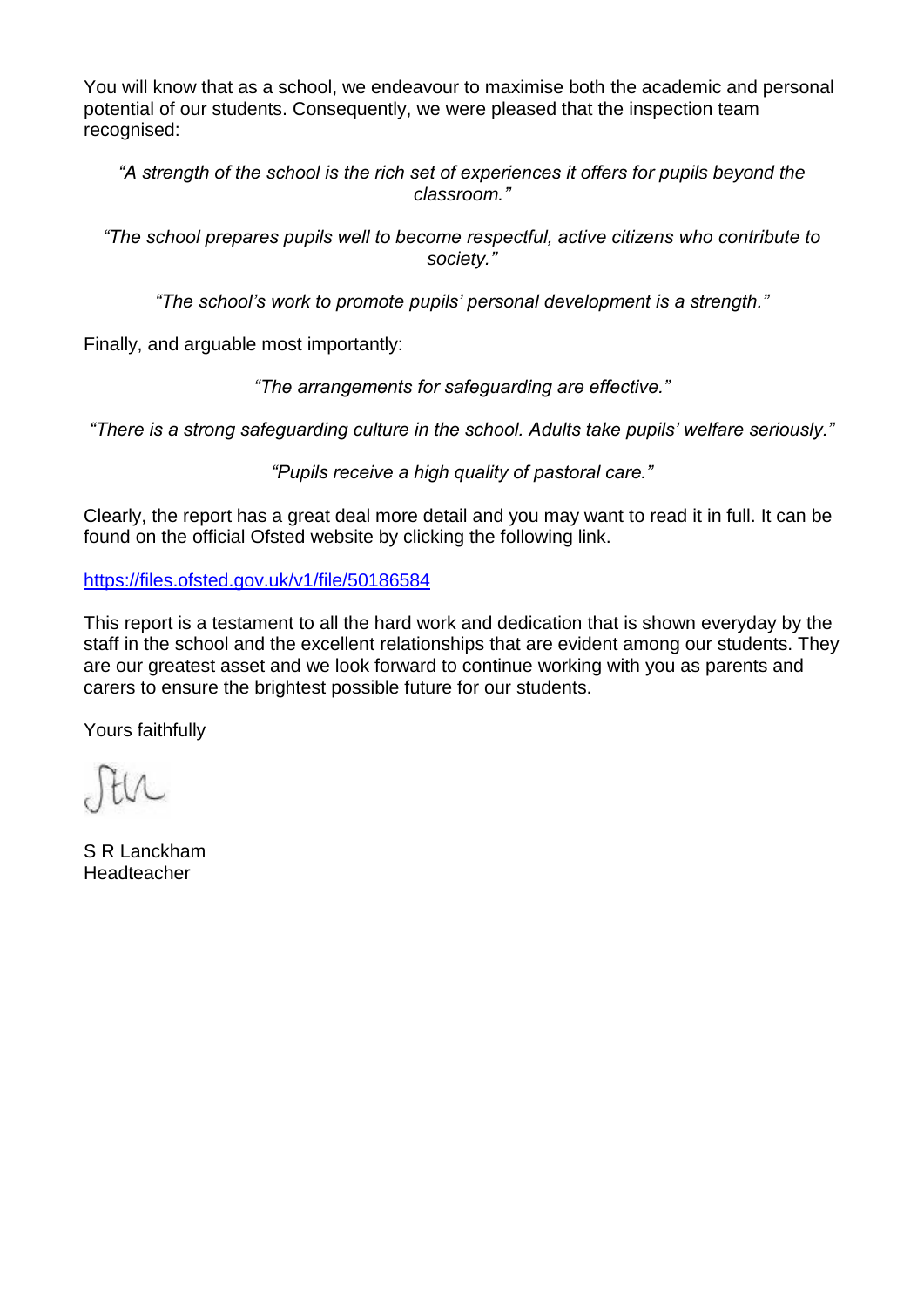You will know that as a school, we endeavour to maximise both the academic and personal potential of our students. Consequently, we were pleased that the inspection team recognised:

*"A strength of the school is the rich set of experiences it offers for pupils beyond the classroom."*

*"The school prepares pupils well to become respectful, active citizens who contribute to society."*

*"The school's work to promote pupils' personal development is a strength."*

Finally, and arguable most importantly:

*"The arrangements for safeguarding are effective."*

*"There is a strong safeguarding culture in the school. Adults take pupils' welfare seriously."*

*"Pupils receive a high quality of pastoral care."*

Clearly, the report has a great deal more detail and you may want to read it in full. It can be found on the official Ofsted website by clicking the following link.

https://files.ofsted.gov.uk/v1/file/50186584

This report is a testament to all the hard work and dedication that is shown everyday by the staff in the school and the excellent relationships that are evident among our students. They are our greatest asset and we look forward to continue working with you as parents and carers to ensure the brightest possible future for our students.

Yours faithfully

S R Lanckham
Headteacher